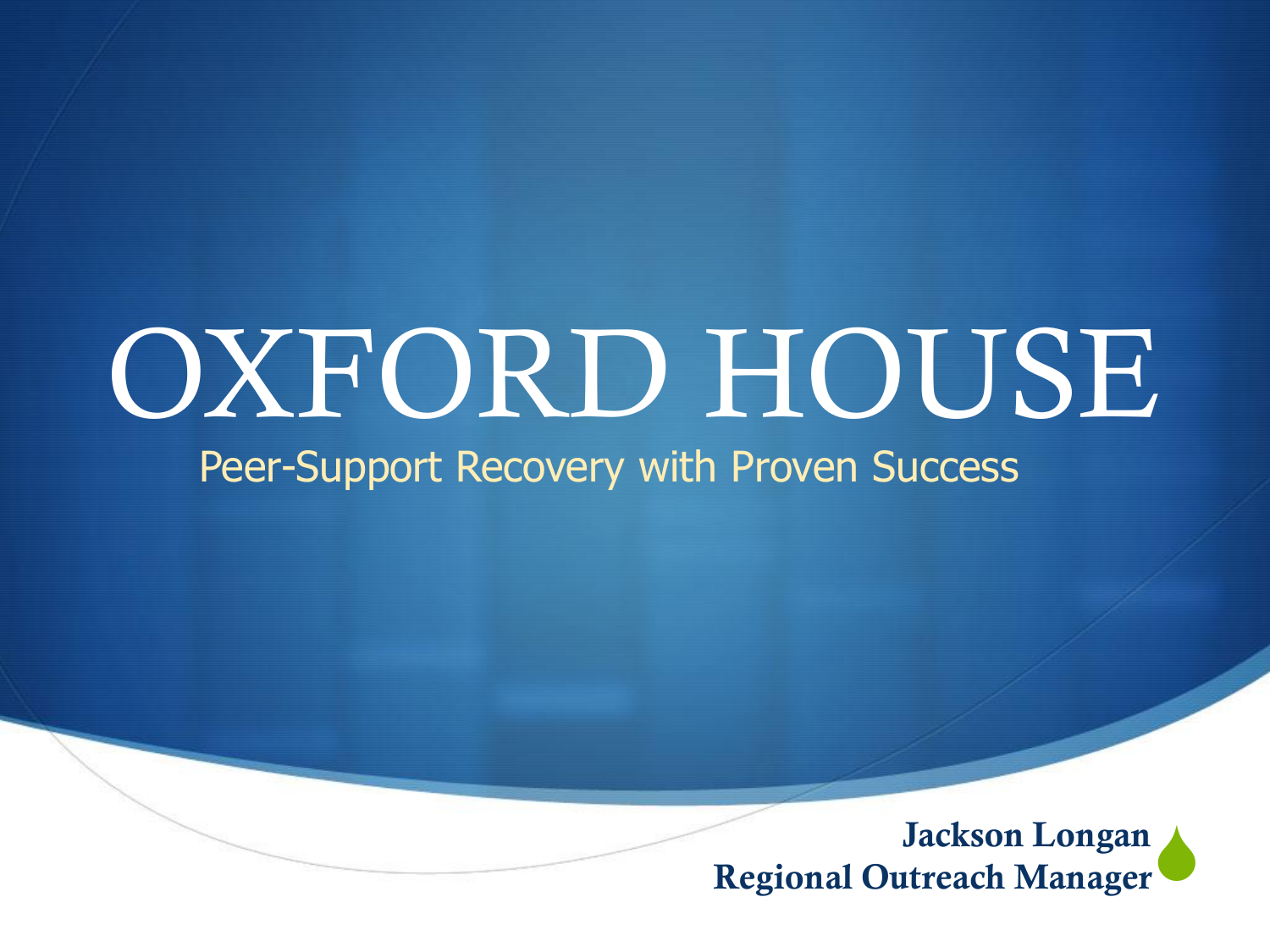# OXFORD HOUSE

Peer-Support Recovery with Proven Success

**Jackson Longan**
**Regional Outreach Manager**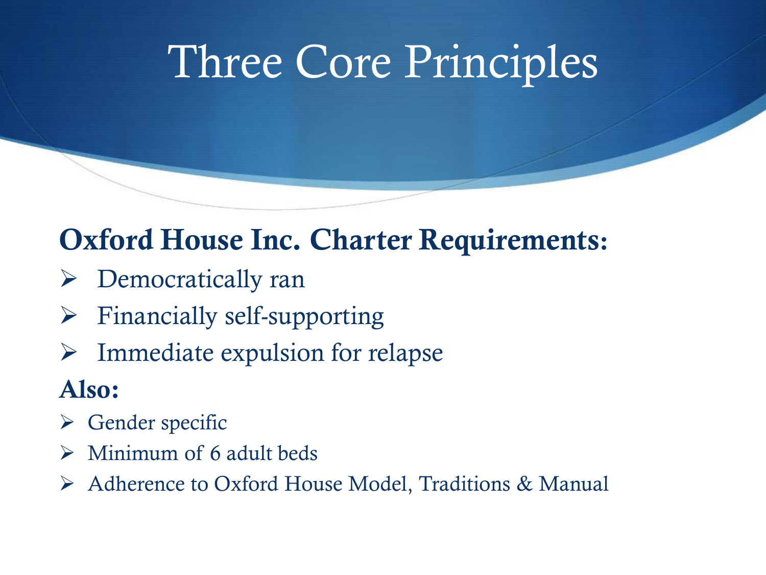# Three Core Principles

**Oxford House Inc. Charter Requirements:**

- Democratically ran
- Financially self-supporting
- Immediate expulsion for relapse

**Also:**

- Gender specific
- Minimum of 6 adult beds
- Adherence to Oxford House Model, Traditions & Manual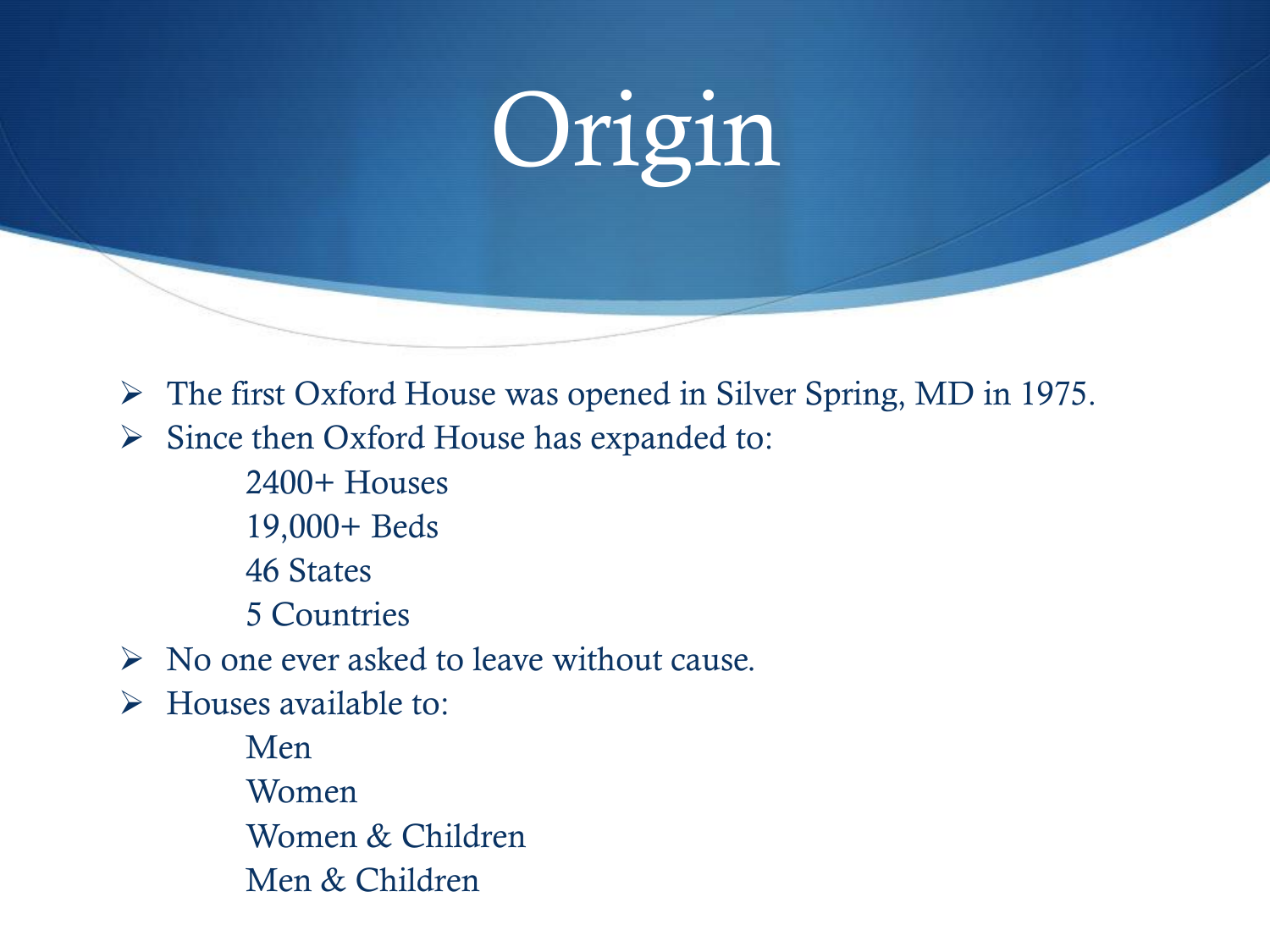# Origin

- The first Oxford House was opened in Silver Spring, MD in 1975.
- Since then Oxford House has expanded to:
  - 2400+ Houses
  - 19,000+ Beds
  - 46 States
  - 5 Countries
- No one ever asked to leave without cause.
- Houses available to:
  - Men
  - Women
  - Women & Children
  - Men & Children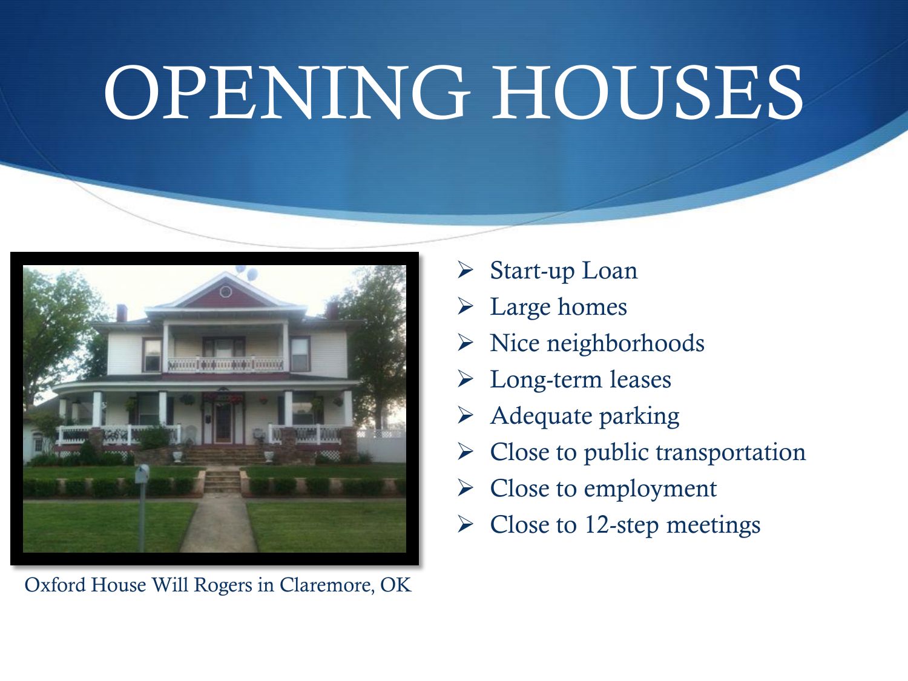# OPENING HOUSES

Oxford House Will Rogers in Claremore, OK

- Start-up Loan
- Large homes
- Nice neighborhoods
- Long-term leases
- Adequate parking
- Close to public transportation
- Close to employment
- Close to 12-step meetings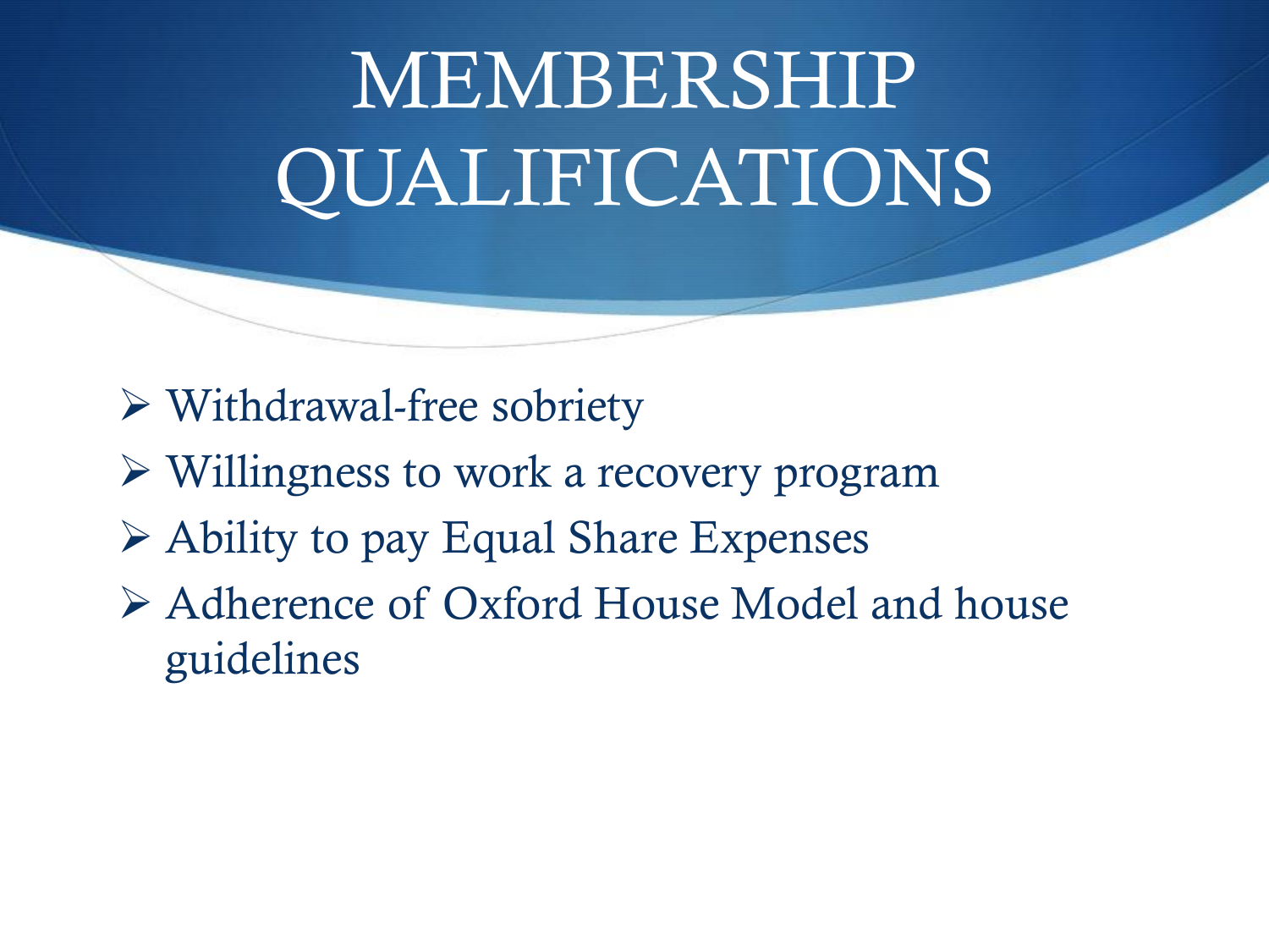# MEMBERSHIP QUALIFICATIONS

- Withdrawal-free sobriety
- Willingness to work a recovery program
- Ability to pay Equal Share Expenses
- Adherence of Oxford House Model and house guidelines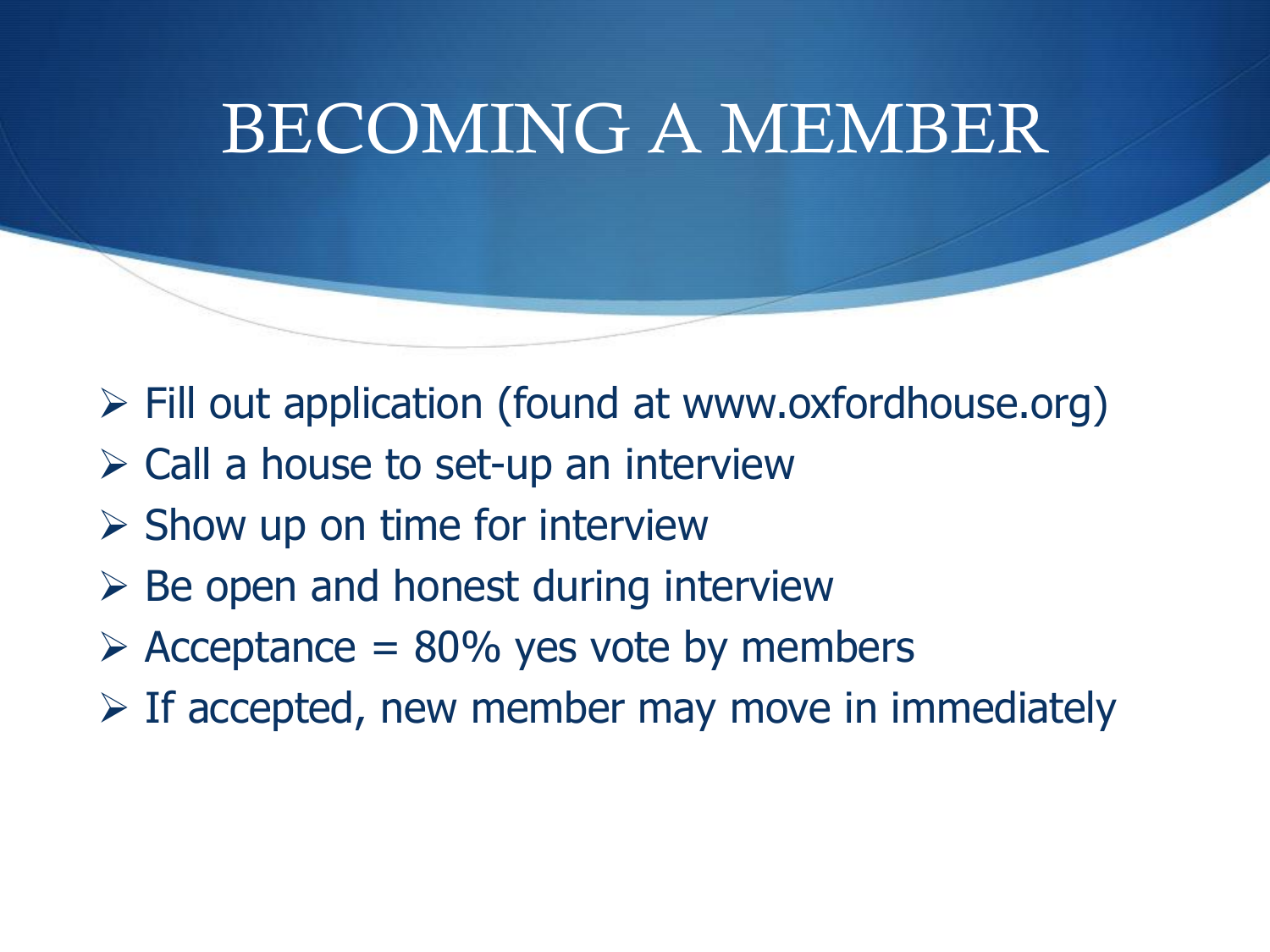# BECOMING A MEMBER

- Fill out application (found at www.oxfordhouse.org)
- Call a house to set-up an interview
- Show up on time for interview
- Be open and honest during interview
- Acceptance = 80% yes vote by members
- If accepted, new member may move in immediately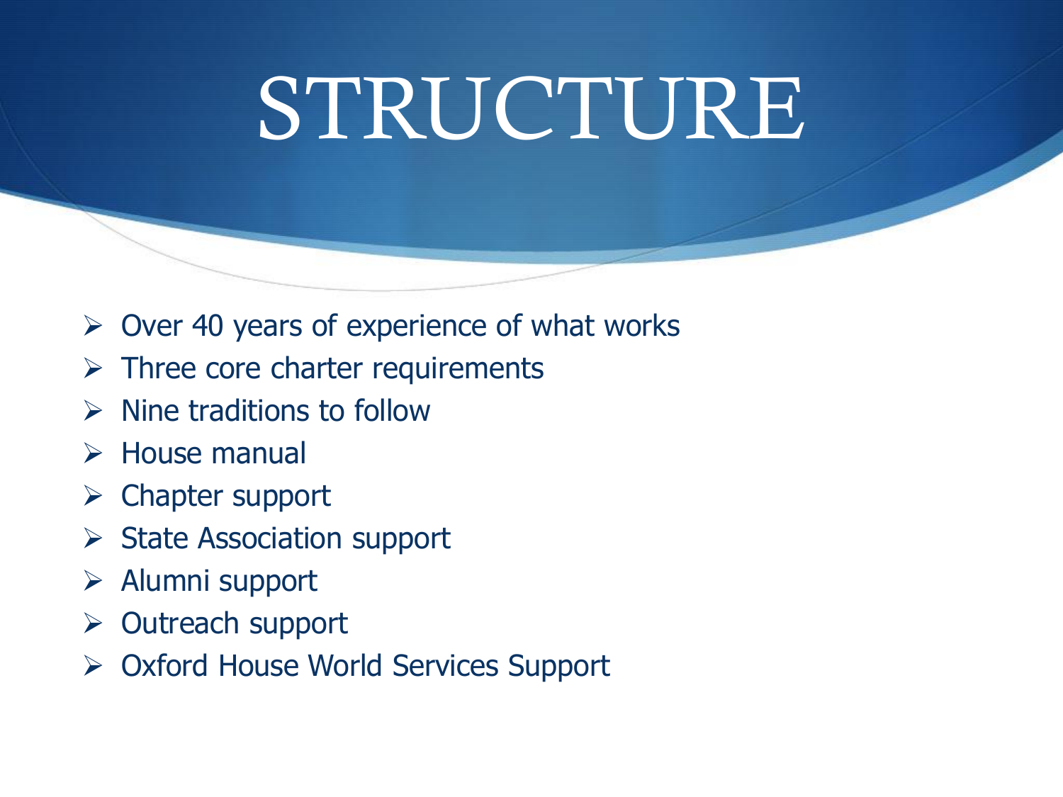# STRUCTURE

- Over 40 years of experience of what works
- Three core charter requirements
- Nine traditions to follow
- House manual
- Chapter support
- State Association support
- Alumni support
- Outreach support
- Oxford House World Services Support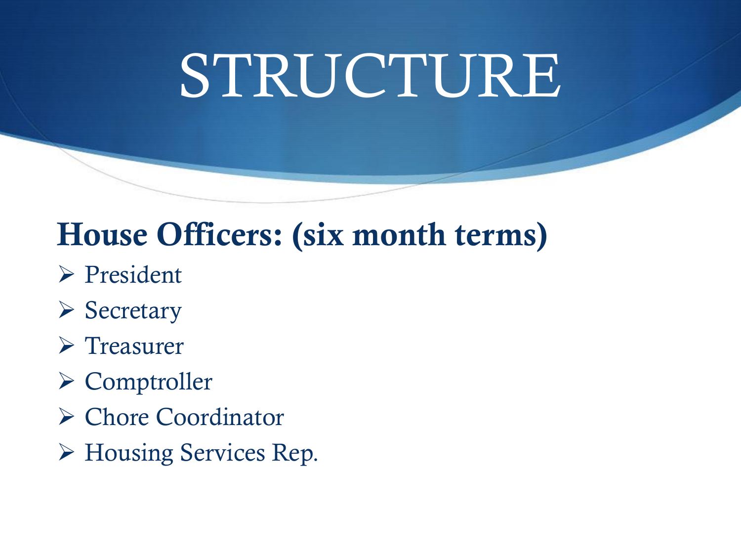# STRUCTURE

**House Officers: (six month terms)**

- President
- Secretary
- Treasurer
- Comptroller
- Chore Coordinator
- Housing Services Rep.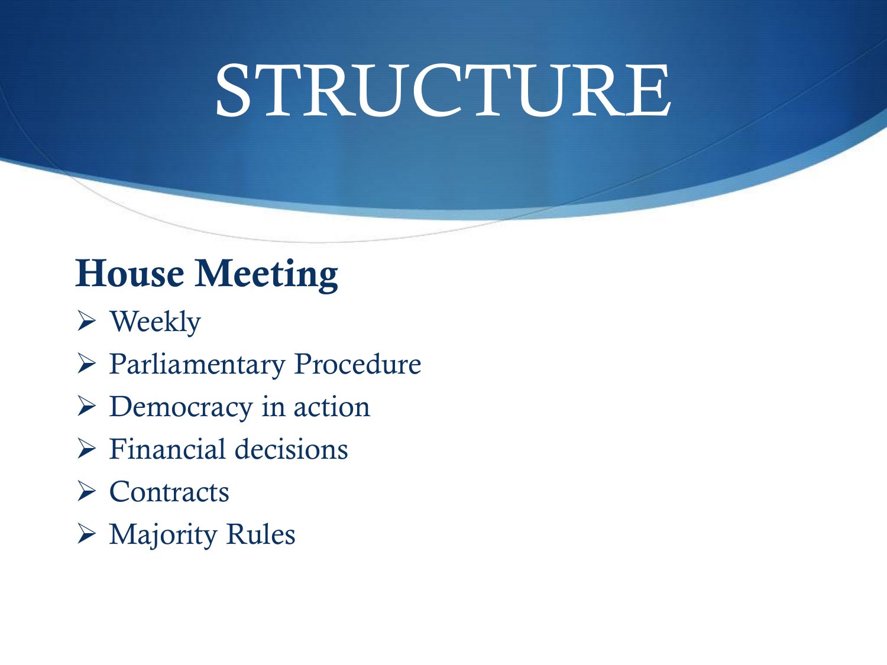# STRUCTURE

## House Meeting

- Weekly
- Parliamentary Procedure
- Democracy in action
- Financial decisions
- Contracts
- Majority Rules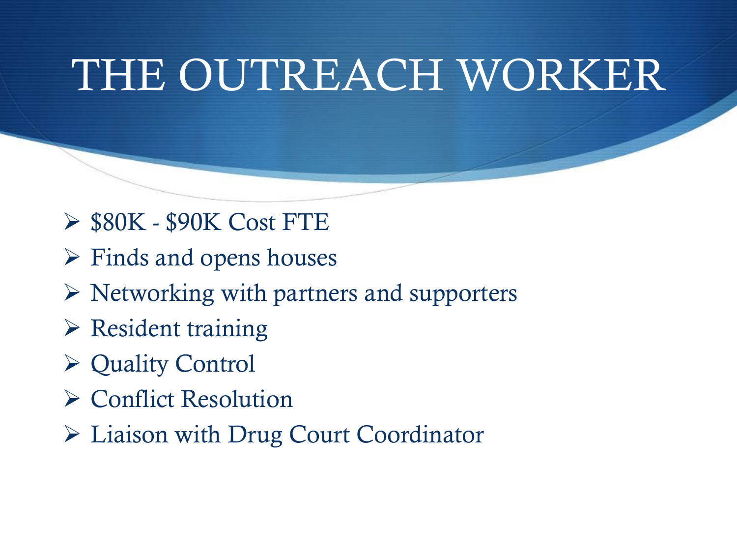# THE OUTREACH WORKER

- $80K - $90K Cost FTE
- Finds and opens houses
- Networking with partners and supporters
- Resident training
- Quality Control
- Conflict Resolution
- Liaison with Drug Court Coordinator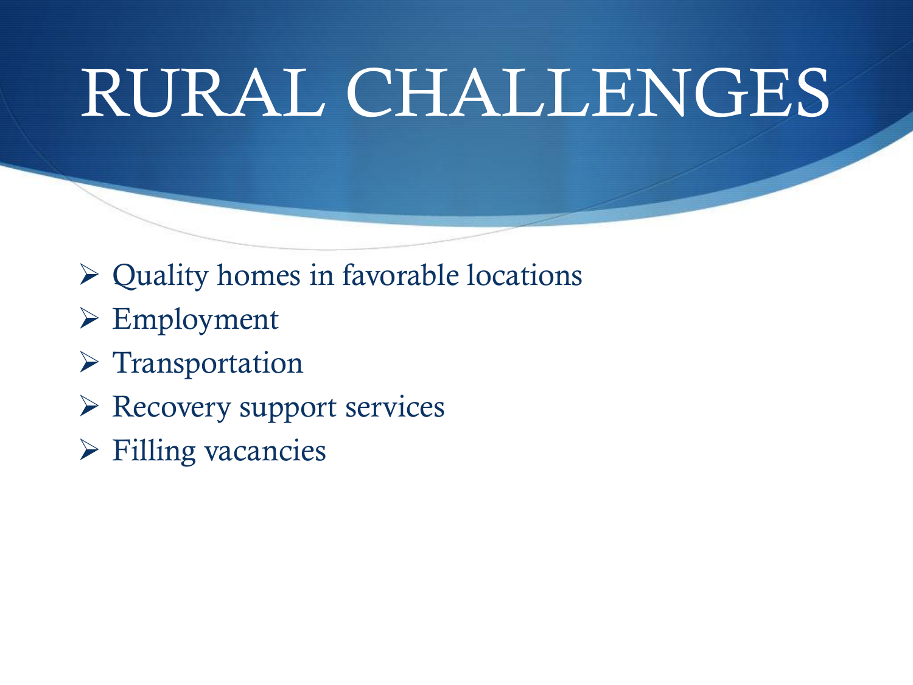# RURAL CHALLENGES

- Quality homes in favorable locations
- Employment
- Transportation
- Recovery support services
- Filling vacancies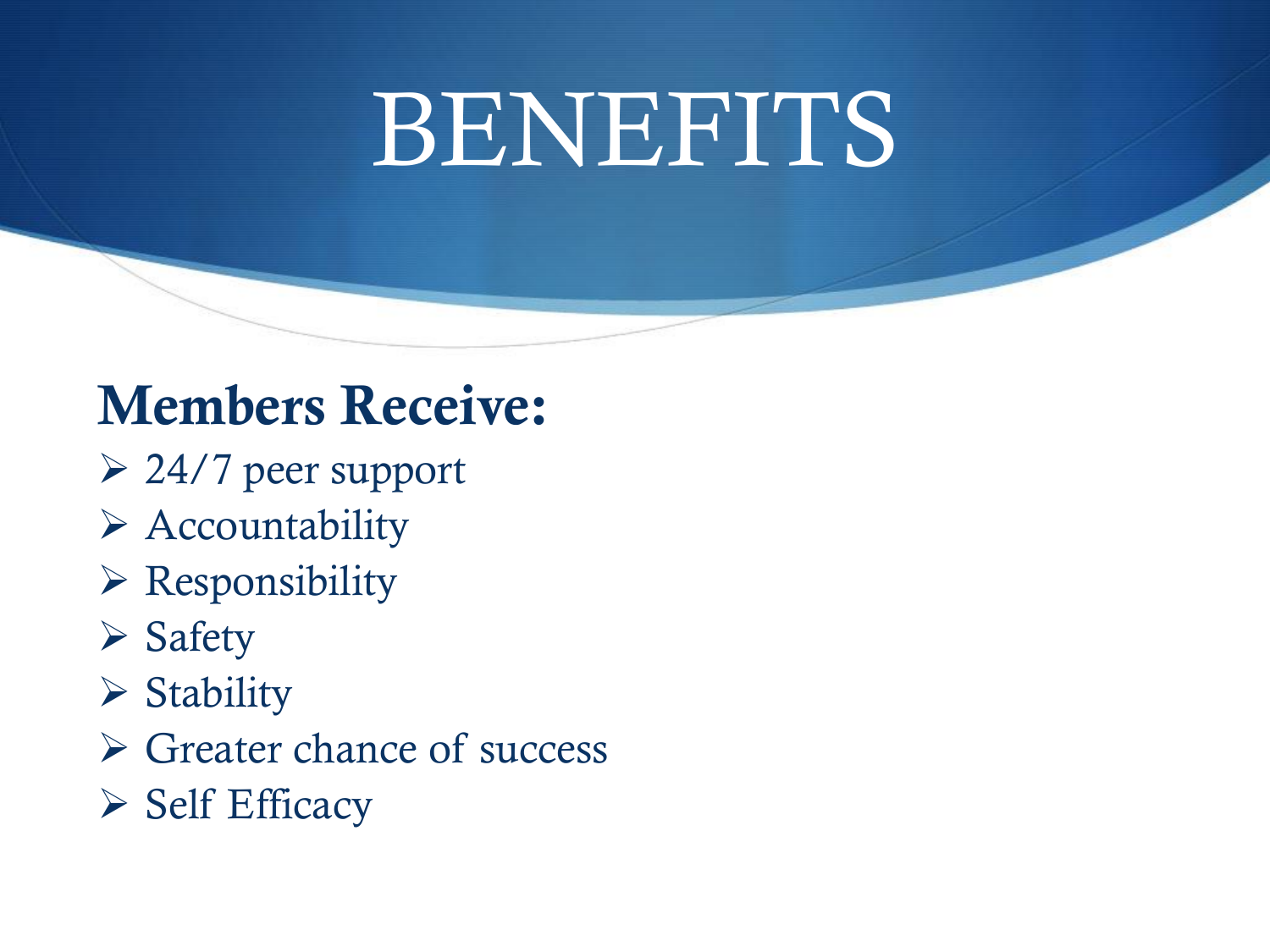# BENEFITS

**Members Receive:**

- 24/7 peer support
- Accountability
- Responsibility
- Safety
- Stability
- Greater chance of success
- Self Efficacy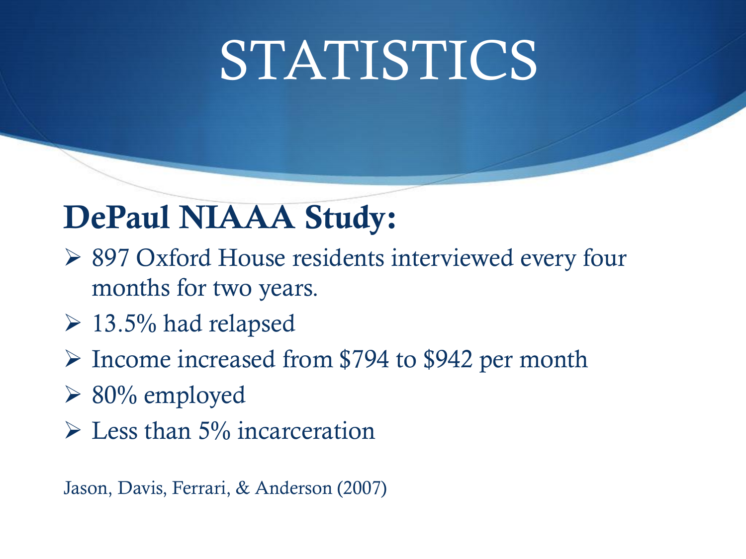# STATISTICS

## DePaul NIAAA Study:

- 897 Oxford House residents interviewed every four months for two years.
- 13.5% had relapsed
- Income increased from $794 to $942 per month
- 80% employed
- Less than 5% incarceration

Jason, Davis, Ferrari, & Anderson (2007)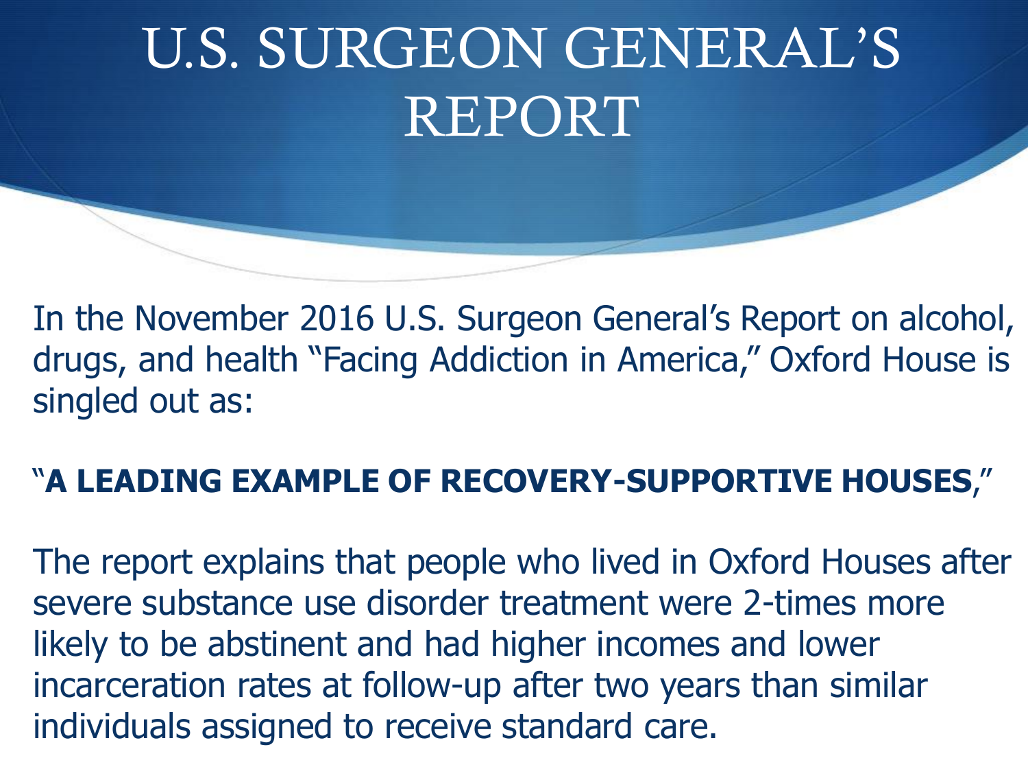# U.S. SURGEON GENERAL'S REPORT

In the November 2016 U.S. Surgeon General's Report on alcohol, drugs, and health "Facing Addiction in America," Oxford House is singled out as:

"**A LEADING EXAMPLE OF RECOVERY-SUPPORTIVE HOUSES**,"

The report explains that people who lived in Oxford Houses after severe substance use disorder treatment were 2-times more likely to be abstinent and had higher incomes and lower incarceration rates at follow-up after two years than similar individuals assigned to receive standard care.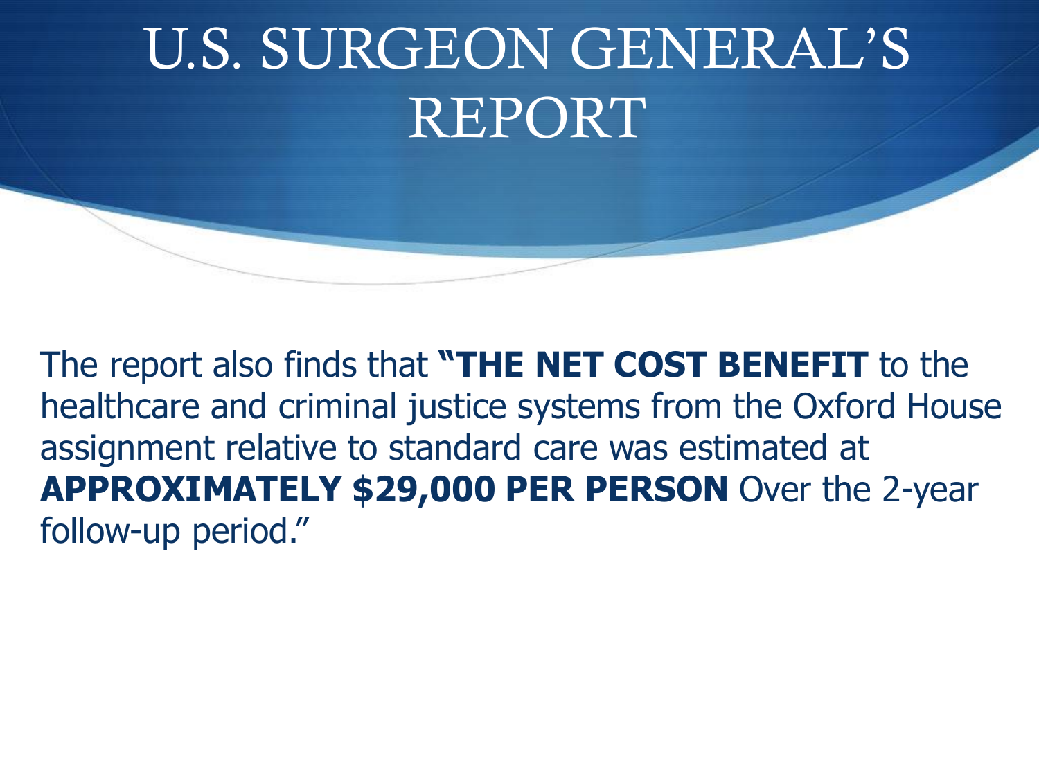# U.S. SURGEON GENERAL'S REPORT

The report also finds that **"THE NET COST BENEFIT** to the healthcare and criminal justice systems from the Oxford House assignment relative to standard care was estimated at **APPROXIMATELY $29,000 PER PERSON** Over the 2-year follow-up period."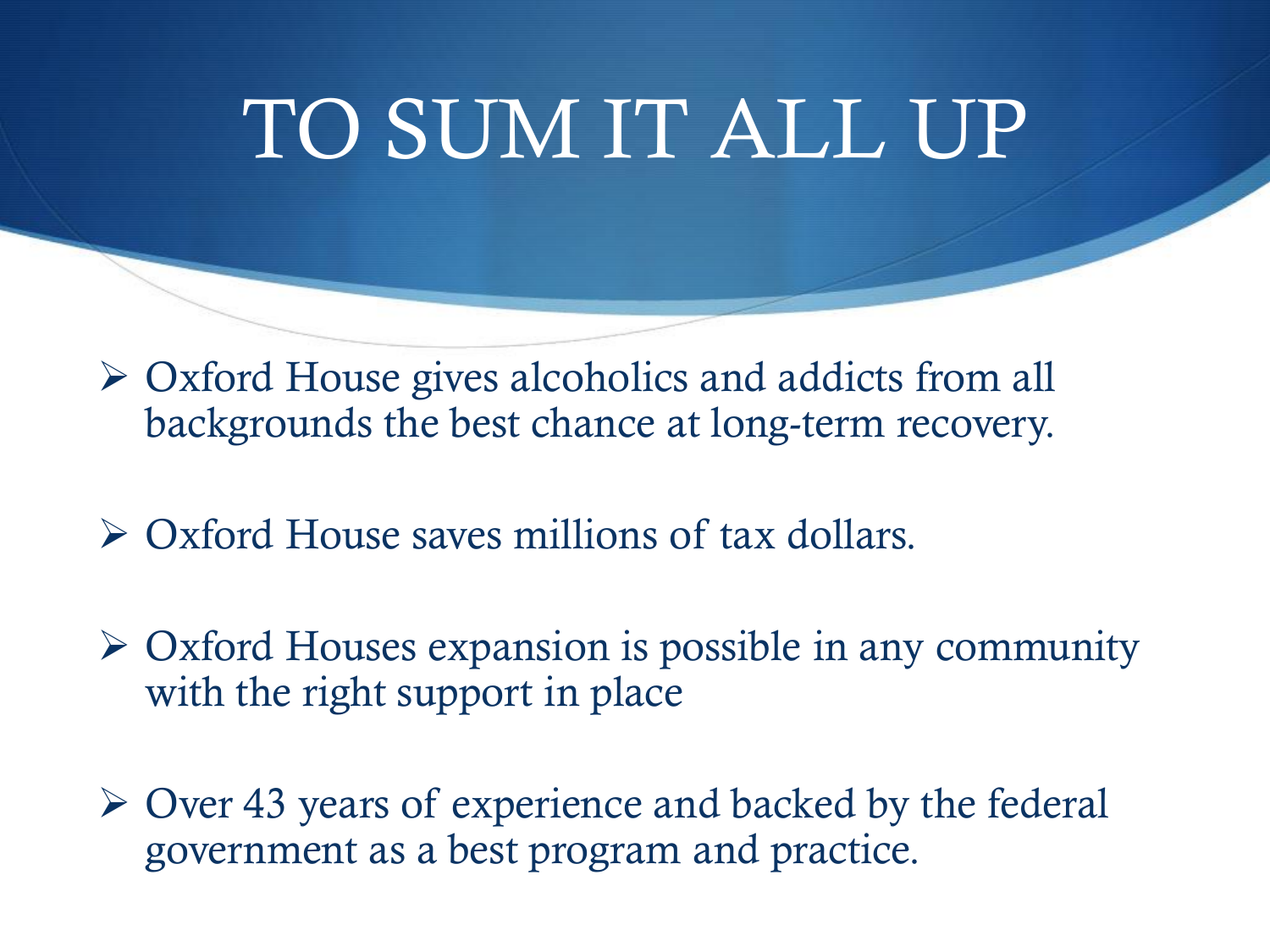# TO SUM IT ALL UP

- Oxford House gives alcoholics and addicts from all backgrounds the best chance at long-term recovery.
- Oxford House saves millions of tax dollars.
- Oxford Houses expansion is possible in any community with the right support in place
- Over 43 years of experience and backed by the federal government as a best program and practice.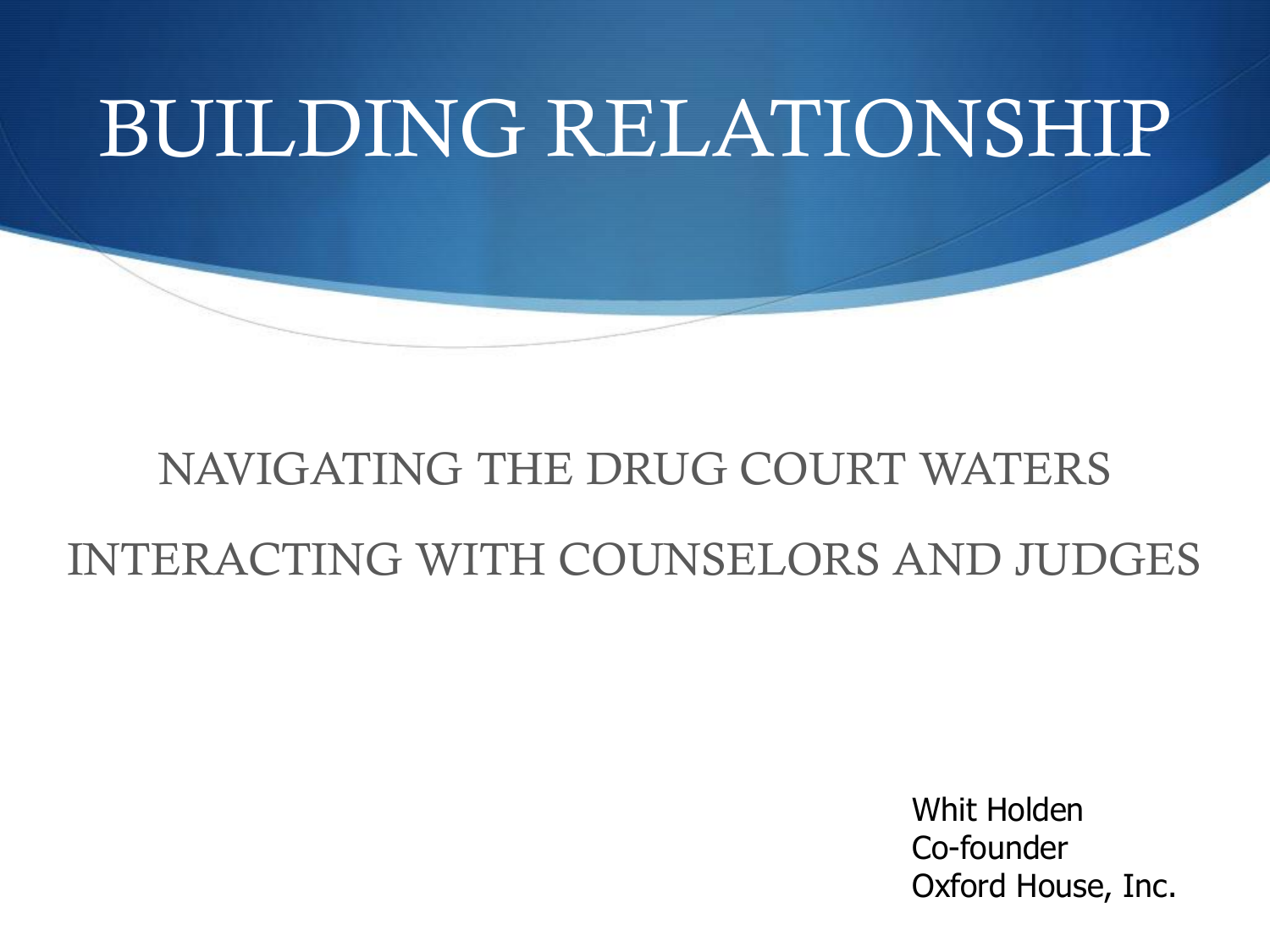# BUILDING RELATIONSHIP

## NAVIGATING THE DRUG COURT WATERS

## INTERACTING WITH COUNSELORS AND JUDGES

Whit Holden
Co-founder
Oxford House, Inc.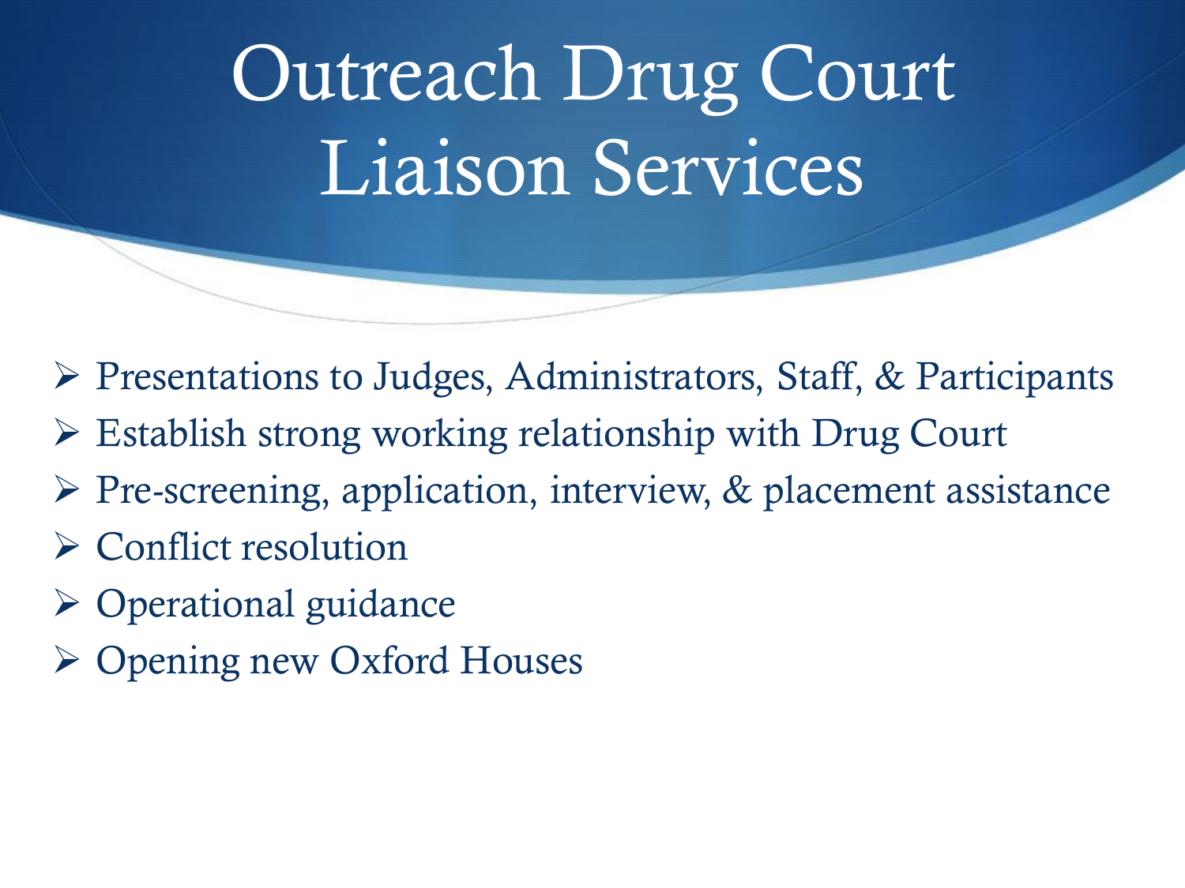# Outreach Drug Court Liaison Services

- Presentations to Judges, Administrators, Staff, & Participants
- Establish strong working relationship with Drug Court
- Pre-screening, application, interview, & placement assistance
- Conflict resolution
- Operational guidance
- Opening new Oxford Houses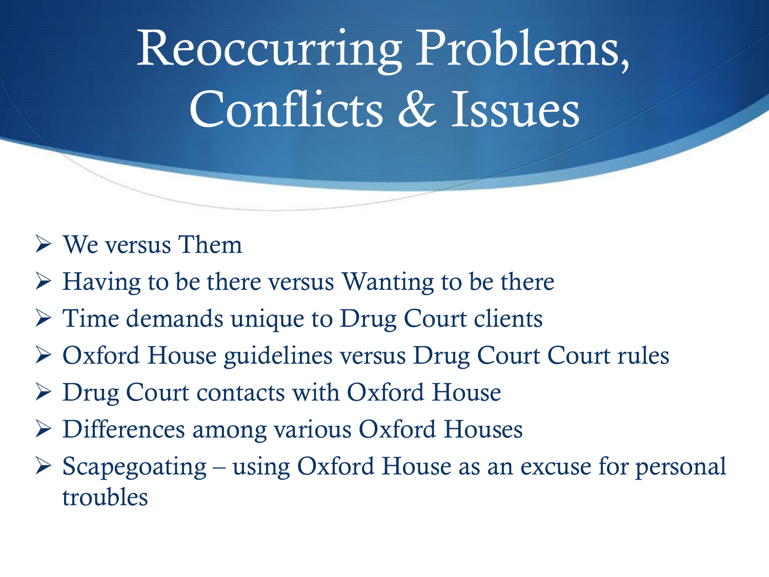# Reoccurring Problems, Conflicts & Issues

- We versus Them
- Having to be there versus Wanting to be there
- Time demands unique to Drug Court clients
- Oxford House guidelines versus Drug Court Court rules
- Drug Court contacts with Oxford House
- Differences among various Oxford Houses
- Scapegoating – using Oxford House as an excuse for personal troubles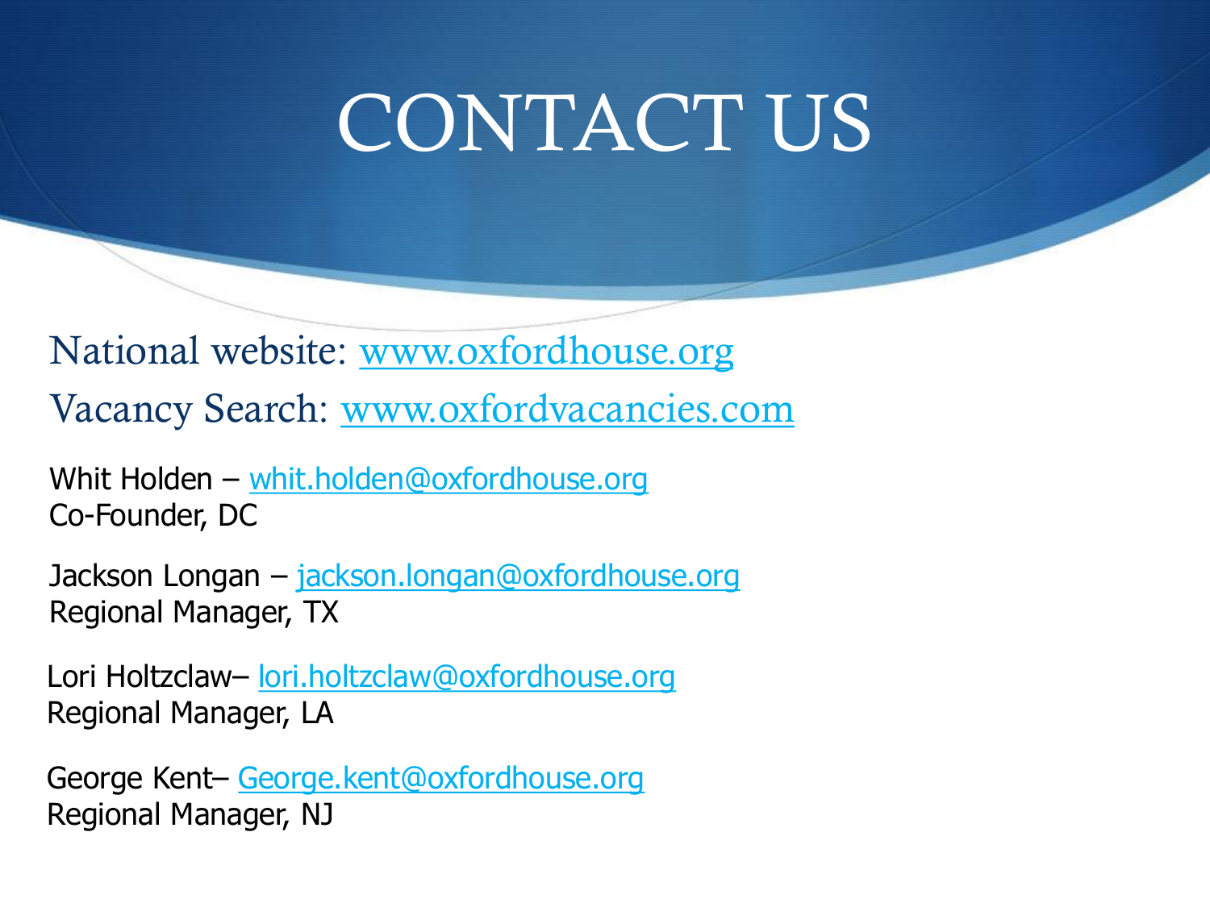# CONTACT US

National website: www.oxfordhouse.org

Vacancy Search: www.oxfordvacancies.com

Whit Holden – whit.holden@oxfordhouse.org
Co-Founder, DC

Jackson Longan – jackson.longan@oxfordhouse.org
Regional Manager, TX

Lori Holtzclaw– lori.holtzclaw@oxfordhouse.org
Regional Manager, LA

George Kent– George.kent@oxfordhouse.org
Regional Manager, NJ